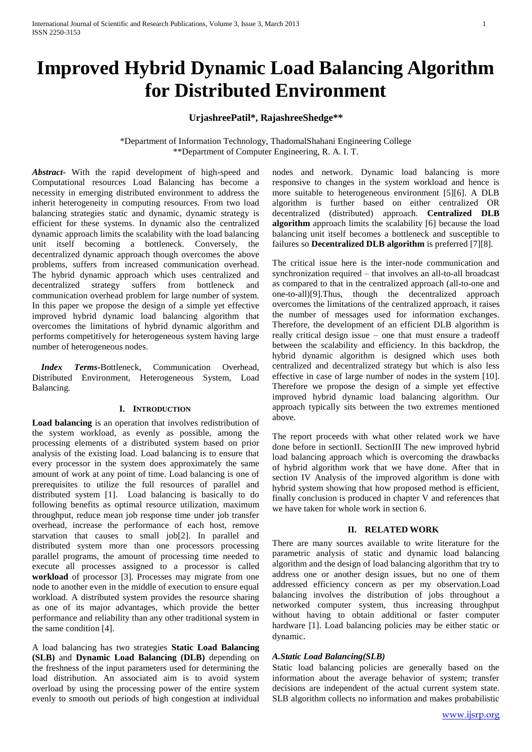# Improved Hybrid Dynamic Load Balancing Algorithm for Distributed Environment

**UrjashreePatil*, RajashreeShedge****

*Department of Information Technology, ThadomalShahani Engineering College
**Department of Computer Engineering, R. A. I. T.

***Abstract-*** With the rapid development of high-speed and Computational resources Load Balancing has become a necessity in emerging distributed environment to address the inherit heterogeneity in computing resources. From two load balancing strategies static and dynamic, dynamic strategy is efficient for these systems. In dynamic also the centralized dynamic approach limits the scalability with the load balancing unit itself becoming a bottleneck. Conversely, the decentralized dynamic approach though overcomes the above problems, suffers from increased communication overhead. The hybrid dynamic approach which uses centralized and decentralized strategy suffers from bottleneck and communication overhead problem for large number of system. In this paper we propose the design of a simple yet effective improved hybrid dynamic load balancing algorithm that overcomes the limitations of hybrid dynamic algorithm and performs competitively for heterogeneous system having large number of heterogeneous nodes.

***Index Terms-***Bottleneck, Communication Overhead, Distributed Environment, Heterogeneous System, Load Balancing.

## I. Introduction

**Load balancing** is an operation that involves redistribution of the system workload, as evenly as possible, among the processing elements of a distributed system based on prior analysis of the existing load. Load balancing is to ensure that every processor in the system does approximately the same amount of work at any point of time. Load balancing is one of prerequisites to utilize the full resources of parallel and distributed system [1]. Load balancing is basically to do following benefits as optimal resource utilization, maximum throughput, reduce mean job response time under job transfer overhead, increase the performance of each host, remove starvation that causes to small job[2]. In parallel and distributed system more than one processors processing parallel programs, the amount of processing time needed to execute all processes assigned to a processor is called **workload** of processor [3]. Processes may migrate from one node to another even in the middle of execution to ensure equal workload. A distributed system provides the resource sharing as one of its major advantages, which provide the better performance and reliability than any other traditional system in the same condition [4].

A load balancing has two strategies **Static Load Balancing (SLB)** and **Dynamic Load Balancing (DLB)** depending on the freshness of the input parameters used for determining the load distribution. An associated aim is to avoid system overload by using the processing power of the entire system evenly to smooth out periods of high congestion at individual nodes and network. Dynamic load balancing is more responsive to changes in the system workload and hence is more suitable to heterogeneous environment [5][6]. A DLB algorithm is further based on either centralized OR decentralized (distributed) approach. **Centralized DLB algorithm** approach limits the scalability [6] because the load balancing unit itself becomes a bottleneck and susceptible to failures so **Decentralized DLB algorithm** is preferred [7][8].

The critical issue here is the inter-node communication and synchronization required – that involves an all-to-all broadcast as compared to that in the centralized approach (all-to-one and one-to-all)[9].Thus, though the decentralized approach overcomes the limitations of the centralized approach, it raises the number of messages used for information exchanges. Therefore, the development of an efficient DLB algorithm is really critical design issue – one that must ensure a tradeoff between the scalability and efficiency. In this backdrop, the hybrid dynamic algorithm is designed which uses both centralized and decentralized strategy but which is also less effective in case of large number of nodes in the system [10]. Therefore we propose the design of a simple yet effective improved hybrid dynamic load balancing algorithm. Our approach typically sits between the two extremes mentioned above.

The report proceeds with what other related work we have done before in sectionII. SectionIII The new improved hybrid load balancing approach which is overcoming the drawbacks of hybrid algorithm work that we have done. After that in section IV Analysis of the improved algorithm is done with hybrid system showing that how proposed method is efficient, finally conclusion is produced in chapter V and references that we have taken for whole work in section 6.

## II. Related Work

There are many sources available to write literature for the parametric analysis of static and dynamic load balancing algorithm and the design of load balancing algorithm that try to address one or another design issues, but no one of them addressed efficiency concern as per my observation.Load balancing involves the distribution of jobs throughout a networked computer system, thus increasing throughput without having to obtain additional or faster computer hardware [1]. Load balancing policies may be either static or dynamic.

### *A.Static Load Balancing(SLB)*

Static load balancing policies are generally based on the information about the average behavior of system; transfer decisions are independent of the actual current system state. SLB algorithm collects no information and makes probabilistic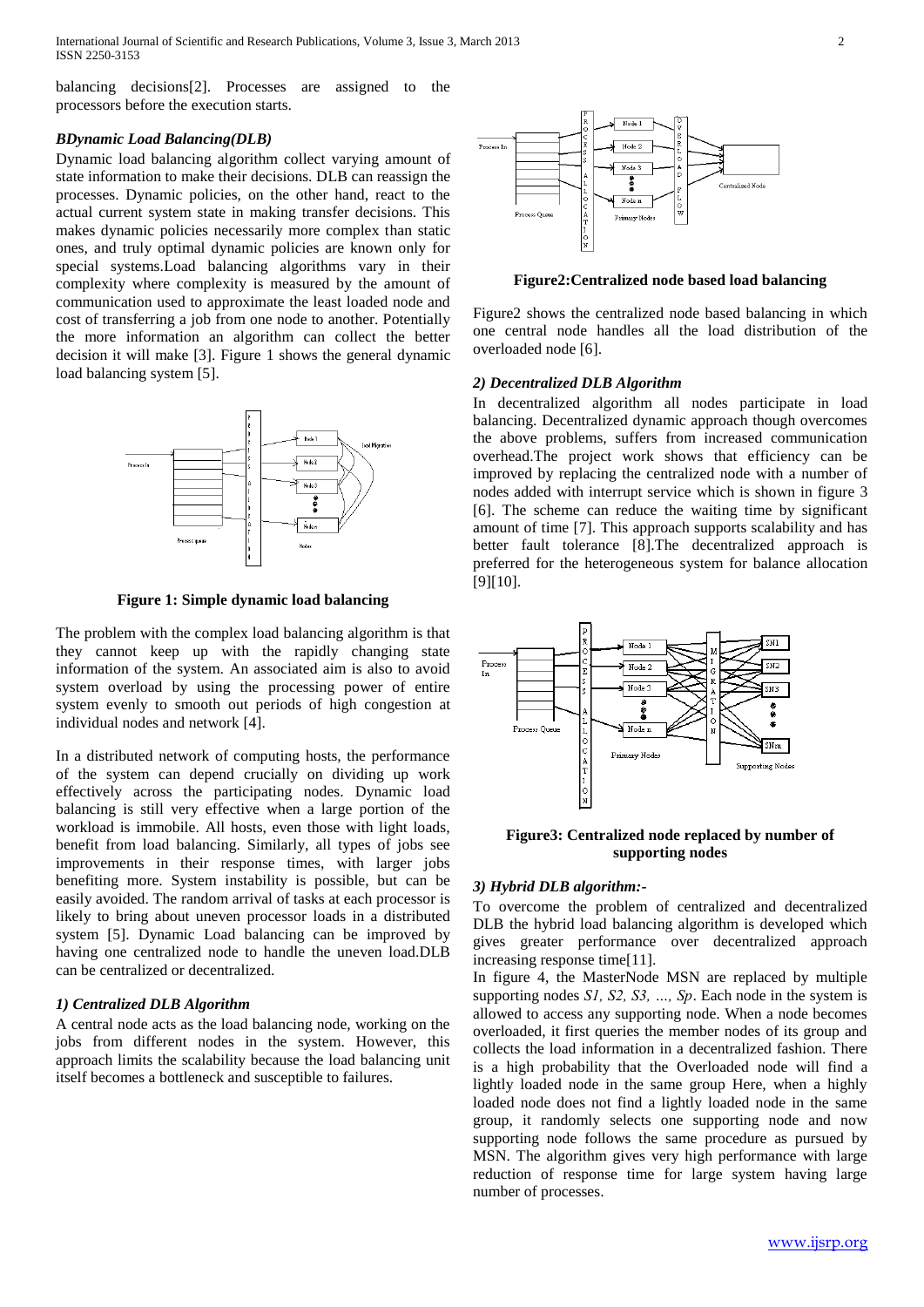balancing decisions[2]. Processes are assigned to the processors before the execution starts.

### *BDynamic Load Balancing(DLB)*

Dynamic load balancing algorithm collect varying amount of state information to make their decisions. DLB can reassign the processes. Dynamic policies, on the other hand, react to the actual current system state in making transfer decisions. This makes dynamic policies necessarily more complex than static ones, and truly optimal dynamic policies are known only for special systems.Load balancing algorithms vary in their complexity where complexity is measured by the amount of communication used to approximate the least loaded node and cost of transferring a job from one node to another. Potentially the more information an algorithm can collect the better decision it will make [3]. Figure 1 shows the general dynamic load balancing system [5].

**Figure 1: Simple dynamic load balancing**

The problem with the complex load balancing algorithm is that they cannot keep up with the rapidly changing state information of the system. An associated aim is also to avoid system overload by using the processing power of entire system evenly to smooth out periods of high congestion at individual nodes and network [4].

In a distributed network of computing hosts, the performance of the system can depend crucially on dividing up work effectively across the participating nodes. Dynamic load balancing is still very effective when a large portion of the workload is immobile. All hosts, even those with light loads, benefit from load balancing. Similarly, all types of jobs see improvements in their response times, with larger jobs benefiting more. System instability is possible, but can be easily avoided. The random arrival of tasks at each processor is likely to bring about uneven processor loads in a distributed system [5]. Dynamic Load balancing can be improved by having one centralized node to handle the uneven load.DLB can be centralized or decentralized.

#### *1) Centralized DLB Algorithm*

A central node acts as the load balancing node, working on the jobs from different nodes in the system. However, this approach limits the scalability because the load balancing unit itself becomes a bottleneck and susceptible to failures.

**Figure2:Centralized node based load balancing**

Figure2 shows the centralized node based balancing in which one central node handles all the load distribution of the overloaded node [6].

#### *2) Decentralized DLB Algorithm*

In decentralized algorithm all nodes participate in load balancing. Decentralized dynamic approach though overcomes the above problems, suffers from increased communication overhead.The project work shows that efficiency can be improved by replacing the centralized node with a number of nodes added with interrupt service which is shown in figure 3 [6]. The scheme can reduce the waiting time by significant amount of time [7]. This approach supports scalability and has better fault tolerance [8].The decentralized approach is preferred for the heterogeneous system for balance allocation [9][10].

**Figure3: Centralized node replaced by number of supporting nodes**

#### *3) Hybrid DLB algorithm:-*

To overcome the problem of centralized and decentralized DLB the hybrid load balancing algorithm is developed which gives greater performance over decentralized approach increasing response time[11].

In figure 4, the MasterNode MSN are replaced by multiple supporting nodes *S1, S2, S3, …, Sp*. Each node in the system is allowed to access any supporting node. When a node becomes overloaded, it first queries the member nodes of its group and collects the load information in a decentralized fashion. There is a high probability that the Overloaded node will find a lightly loaded node in the same group Here, when a highly loaded node does not find a lightly loaded node in the same group, it randomly selects one supporting node and now supporting node follows the same procedure as pursued by MSN. The algorithm gives very high performance with large reduction of response time for large system having large number of processes.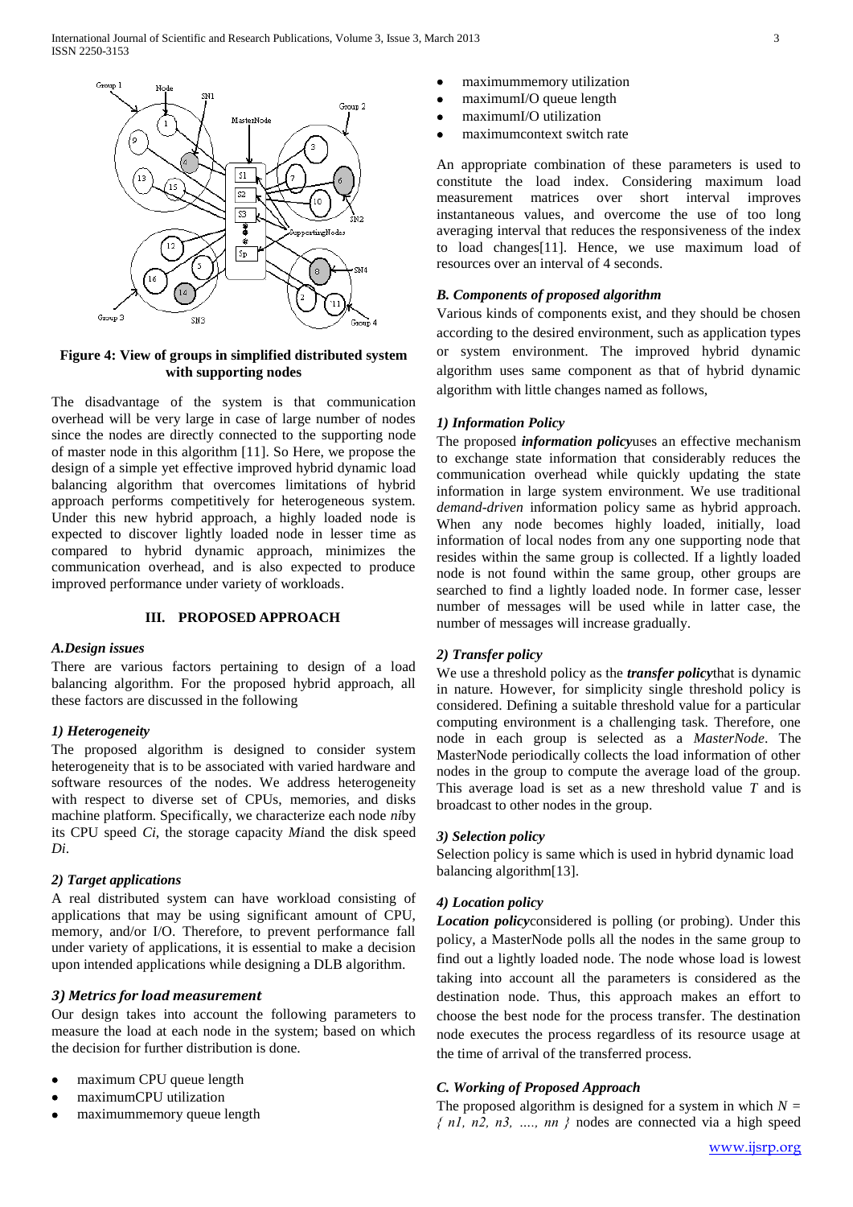**Figure 4: View of groups in simplified distributed system with supporting nodes**

The disadvantage of the system is that communication overhead will be very large in case of large number of nodes since the nodes are directly connected to the supporting node of master node in this algorithm [11]. So Here, we propose the design of a simple yet effective improved hybrid dynamic load balancing algorithm that overcomes limitations of hybrid approach performs competitively for heterogeneous system. Under this new hybrid approach, a highly loaded node is expected to discover lightly loaded node in lesser time as compared to hybrid dynamic approach, minimizes the communication overhead, and is also expected to produce improved performance under variety of workloads.

## III. PROPOSED APPROACH

### A.Design issues

There are various factors pertaining to design of a load balancing algorithm. For the proposed hybrid approach, all these factors are discussed in the following

#### 1) Heterogeneity

The proposed algorithm is designed to consider system heterogeneity that is to be associated with varied hardware and software resources of the nodes. We address heterogeneity with respect to diverse set of CPUs, memories, and disks machine platform. Specifically, we characterize each node $n_i$ by its CPU speed $C_i$, the storage capacity $M_i$ and the disk speed $D_i$.

#### 2) Target applications

A real distributed system can have workload consisting of applications that may be using significant amount of CPU, memory, and/or I/O. Therefore, to prevent performance fall under variety of applications, it is essential to make a decision upon intended applications while designing a DLB algorithm.

#### 3) Metrics for load measurement

Our design takes into account the following parameters to measure the load at each node in the system; based on which the decision for further distribution is done.

- maximum CPU queue length
- maximumCPU utilization
- maximummemory queue length
- maximummemory utilization
- maximumI/O queue length
- maximumI/O utilization
- maximumcontext switch rate

An appropriate combination of these parameters is used to constitute the load index. Considering maximum load measurement matrices over short interval improves instantaneous values, and overcome the use of too long averaging interval that reduces the responsiveness of the index to load changes[11]. Hence, we use maximum load of resources over an interval of 4 seconds.

### B. Components of proposed algorithm

Various kinds of components exist, and they should be chosen according to the desired environment, such as application types or system environment. The improved hybrid dynamic algorithm uses same component as that of hybrid dynamic algorithm with little changes named as follows,

#### 1) Information Policy

The proposed ***information policy***uses an effective mechanism to exchange state information that considerably reduces the communication overhead while quickly updating the state information in large system environment. We use traditional *demand-driven* information policy same as hybrid approach. When any node becomes highly loaded, initially, load information of local nodes from any one supporting node that resides within the same group is collected. If a lightly loaded node is not found within the same group, other groups are searched to find a lightly loaded node. In former case, lesser number of messages will be used while in latter case, the number of messages will increase gradually.

#### 2) Transfer policy

We use a threshold policy as the ***transfer policy***that is dynamic in nature. However, for simplicity single threshold policy is considered. Defining a suitable threshold value for a particular computing environment is a challenging task. Therefore, one node in each group is selected as a *MasterNode*. The MasterNode periodically collects the load information of other nodes in the group to compute the average load of the group. This average load is set as a new threshold value $T$ and is broadcast to other nodes in the group.

#### 3) Selection policy

Selection policy is same which is used in hybrid dynamic load balancing algorithm[13].

#### 4) Location policy

***Location policy***considered is polling (or probing). Under this policy, a MasterNode polls all the nodes in the same group to find out a lightly loaded node. The node whose load is lowest taking into account all the parameters is considered as the destination node. Thus, this approach makes an effort to choose the best node for the process transfer. The destination node executes the process regardless of its resource usage at the time of arrival of the transferred process.

### C. Working of Proposed Approach

The proposed algorithm is designed for a system in which $N = \{ n1, n2, n3, \ldots, nn \}$ nodes are connected via a high speed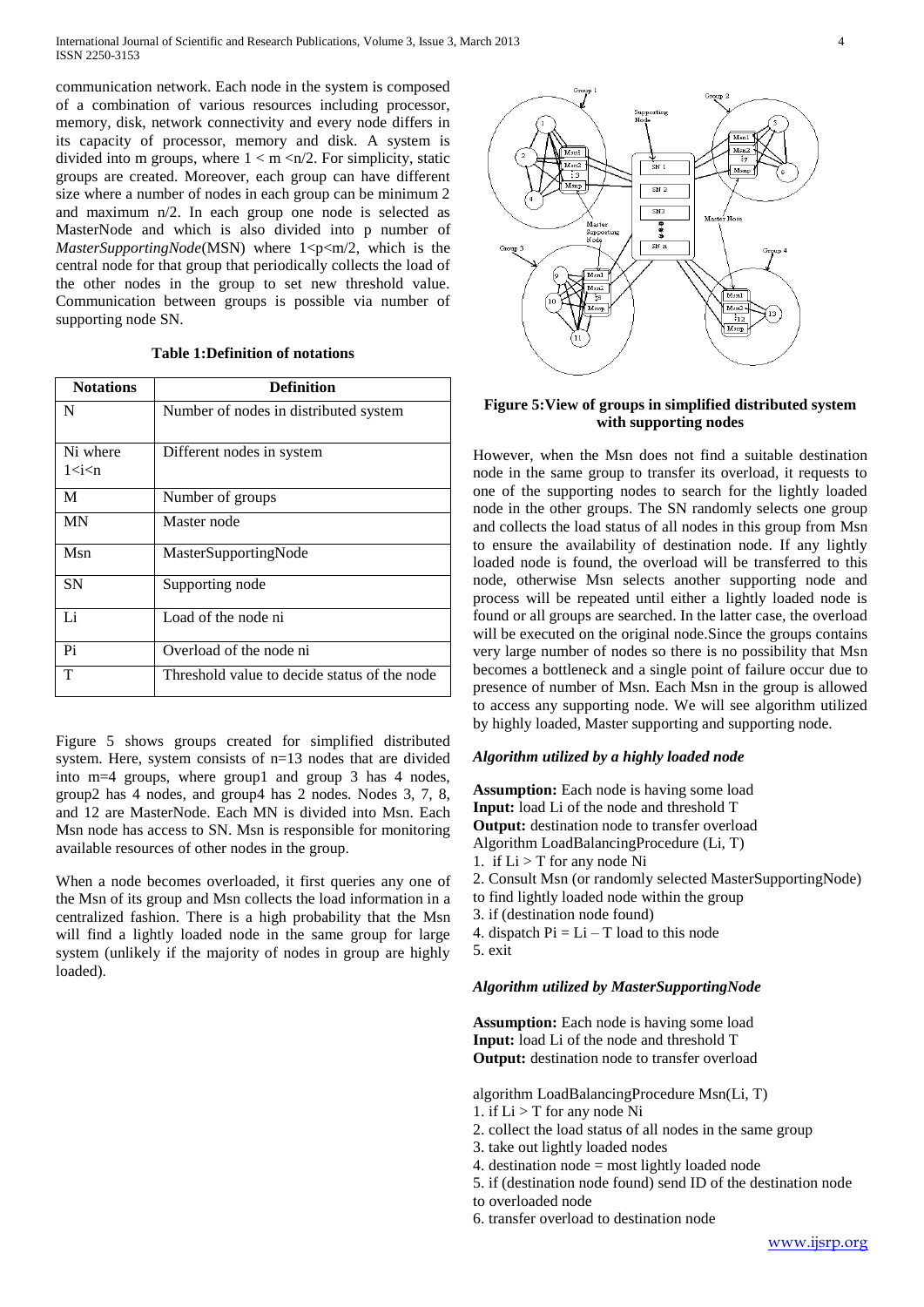communication network. Each node in the system is composed of a combination of various resources including processor, memory, disk, network connectivity and every node differs in its capacity of processor, memory and disk. A system is divided into m groups, where $1 < m < n/2$. For simplicity, static groups are created. Moreover, each group can have different size where a number of nodes in each group can be minimum 2 and maximum n/2. In each group one node is selected as MasterNode and which is also divided into p number of *MasterSupportingNode*(MSN) where $1<p<m/2$, which is the central node for that group that periodically collects the load of the other nodes in the group to set new threshold value. Communication between groups is possible via number of supporting node SN.

**Table 1:Definition of notations**

| Notations | Definition |
|---|---|
| N | Number of nodes in distributed system |
| Ni where $1<i<n$ | Different nodes in system |
| M | Number of groups |
| MN | Master node |
| Msn | MasterSupportingNode |
| SN | Supporting node |
| Li | Load of the node ni |
| Pi | Overload of the node ni |
| T | Threshold value to decide status of the node |

Figure 5 shows groups created for simplified distributed system. Here, system consists of n=13 nodes that are divided into m=4 groups, where group1 and group 3 has 4 nodes, group2 has 4 nodes, and group4 has 2 nodes. Nodes 3, 7, 8, and 12 are MasterNode. Each MN is divided into Msn. Each Msn node has access to SN. Msn is responsible for monitoring available resources of other nodes in the group.

When a node becomes overloaded, it first queries any one of the Msn of its group and Msn collects the load information in a centralized fashion. There is a high probability that the Msn will find a lightly loaded node in the same group for large system (unlikely if the majority of nodes in group are highly loaded).

**Figure 5:View of groups in simplified distributed system with supporting nodes**

However, when the Msn does not find a suitable destination node in the same group to transfer its overload, it requests to one of the supporting nodes to search for the lightly loaded node in the other groups. The SN randomly selects one group and collects the load status of all nodes in this group from Msn to ensure the availability of destination node. If any lightly loaded node is found, the overload will be transferred to this node, otherwise Msn selects another supporting node and process will be repeated until either a lightly loaded node is found or all groups are searched. In the latter case, the overload will be executed on the original node.Since the groups contains very large number of nodes so there is no possibility that Msn becomes a bottleneck and a single point of failure occur due to presence of number of Msn. Each Msn in the group is allowed to access any supporting node. We will see algorithm utilized by highly loaded, Master supporting and supporting node.

#### *Algorithm utilized by a highly loaded node*

**Assumption:** Each node is having some load
**Input:** load Li of the node and threshold T
**Output:** destination node to transfer overload
Algorithm LoadBalancingProcedure (Li, T)
1. if Li > T for any node Ni
2. Consult Msn (or randomly selected MasterSupportingNode) to find lightly loaded node within the group
3. if (destination node found)
4. dispatch Pi = Li – T load to this node
5. exit

#### *Algorithm utilized by MasterSupportingNode*

**Assumption:** Each node is having some load
**Input:** load Li of the node and threshold T
**Output:** destination node to transfer overload

algorithm LoadBalancingProcedure Msn(Li, T)
1. if Li > T for any node Ni
2. collect the load status of all nodes in the same group
3. take out lightly loaded nodes
4. destination node = most lightly loaded node
5. if (destination node found) send ID of the destination node to overloaded node
6. transfer overload to destination node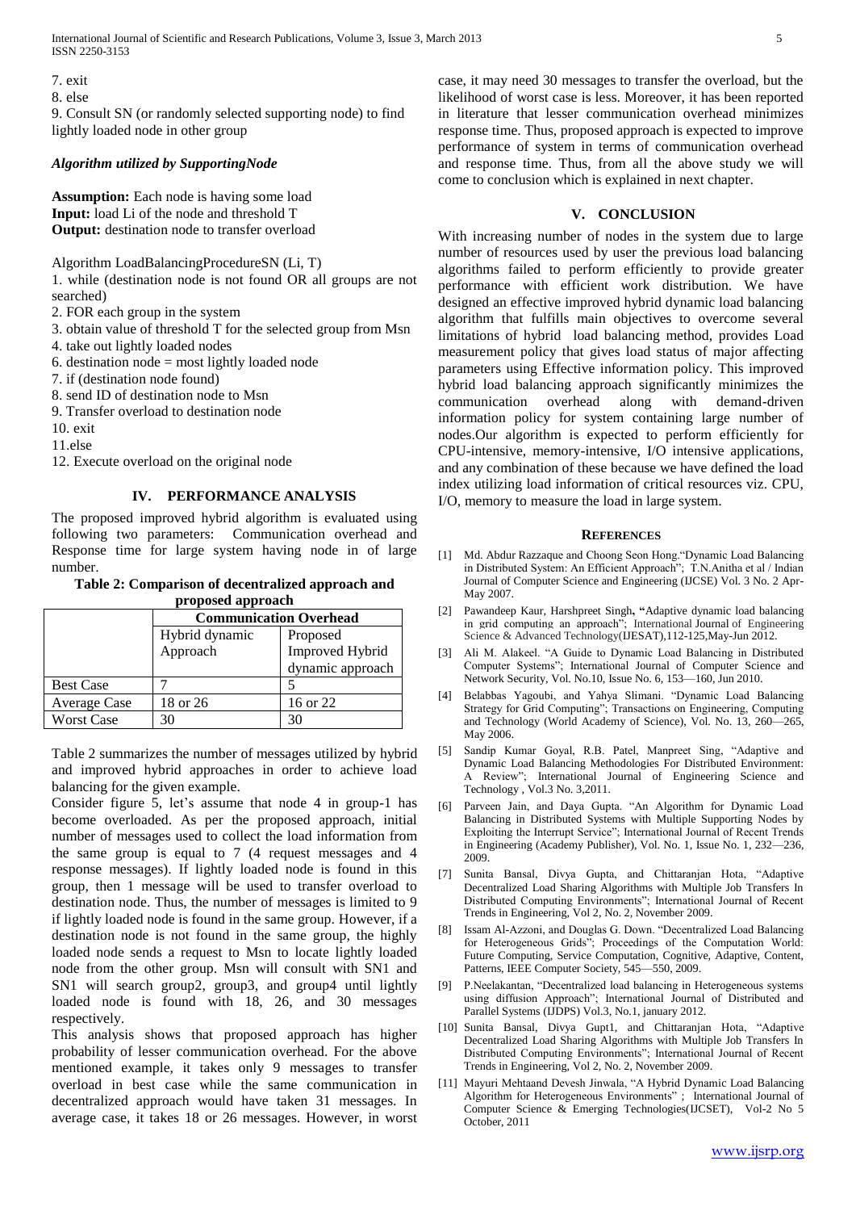7. exit

8. else

9. Consult SN (or randomly selected supporting node) to find lightly loaded node in other group

***Algorithm utilized by SupportingNode***

**Assumption:** Each node is having some load
**Input:** load Li of the node and threshold T
**Output:** destination node to transfer overload

Algorithm LoadBalancingProcedureSN (Li, T)

1. while (destination node is not found OR all groups are not searched)
2. FOR each group in the system
3. obtain value of threshold T for the selected group from Msn
4. take out lightly loaded nodes
6. destination node = most lightly loaded node
7. if (destination node found)
8. send ID of destination node to Msn
9. Transfer overload to destination node
10. exit
11.else
12. Execute overload on the original node

## IV. PERFORMANCE ANALYSIS

The proposed improved hybrid algorithm is evaluated using following two parameters: Communication overhead and Response time for large system having node in of large number.

**Table 2: Comparison of decentralized approach and proposed approach**

| | Communication Overhead | |
|---|---|---|
| | Hybrid dynamic Approach | Proposed Improved Hybrid dynamic approach |
| Best Case | 7 | 5 |
| Average Case | 18 or 26 | 16 or 22 |
| Worst Case | 30 | 30 |

Table 2 summarizes the number of messages utilized by hybrid and improved hybrid approaches in order to achieve load balancing for the given example.

Consider figure 5, let's assume that node 4 in group-1 has become overloaded. As per the proposed approach, initial number of messages used to collect the load information from the same group is equal to 7 (4 request messages and 4 response messages). If lightly loaded node is found in this group, then 1 message will be used to transfer overload to destination node. Thus, the number of messages is limited to 9 if lightly loaded node is found in the same group. However, if a destination node is not found in the same group, the highly loaded node sends a request to Msn to locate lightly loaded node from the other group. Msn will consult with SN1 and SN1 will search group2, group3, and group4 until lightly loaded node is found with 18, 26, and 30 messages respectively.

This analysis shows that proposed approach has higher probability of lesser communication overhead. For the above mentioned example, it takes only 9 messages to transfer overload in best case while the same communication in decentralized approach would have taken 31 messages. In average case, it takes 18 or 26 messages. However, in worst case, it may need 30 messages to transfer the overload, but the likelihood of worst case is less. Moreover, it has been reported in literature that lesser communication overhead minimizes response time. Thus, proposed approach is expected to improve performance of system in terms of communication overhead and response time. Thus, from all the above study we will come to conclusion which is explained in next chapter.

## V. CONCLUSION

With increasing number of nodes in the system due to large number of resources used by user the previous load balancing algorithms failed to perform efficiently to provide greater performance with efficient work distribution. We have designed an effective improved hybrid dynamic load balancing algorithm that fulfills main objectives to overcome several limitations of hybrid load balancing method, provides Load measurement policy that gives load status of major affecting parameters using Effective information policy. This improved hybrid load balancing approach significantly minimizes the communication overhead along with demand-driven information policy for system containing large number of nodes.Our algorithm is expected to perform efficiently for CPU-intensive, memory-intensive, I/O intensive applications, and any combination of these because we have defined the load index utilizing load information of critical resources viz. CPU, I/O, memory to measure the load in large system.

## REFERENCES

[1] Md. Abdur Razzaque and Choong Seon Hong."Dynamic Load Balancing in Distributed System: An Efficient Approach"; T.N.Anitha et al / Indian Journal of Computer Science and Engineering (IJCSE) Vol. 3 No. 2 Apr-May 2007.

[2] Pawandeep Kaur, Harshpreet Singh, **"**Adaptive dynamic load balancing in grid computing an approach"; International Journal of Engineering Science & Advanced Technology(IJESAT),112-125,May-Jun 2012.

[3] Ali M. Alakeel. "A Guide to Dynamic Load Balancing in Distributed Computer Systems"; International Journal of Computer Science and Network Security, Vol. No.10, Issue No. 6, 153—160, Jun 2010.

[4] Belabbas Yagoubi, and Yahya Slimani. "Dynamic Load Balancing Strategy for Grid Computing"; Transactions on Engineering, Computing and Technology (World Academy of Science), Vol. No. 13, 260—265, May 2006.

[5] Sandip Kumar Goyal, R.B. Patel, Manpreet Sing, "Adaptive and Dynamic Load Balancing Methodologies For Distributed Environment: A Review"; International Journal of Engineering Science and Technology , Vol.3 No. 3,2011.

[6] Parveen Jain, and Daya Gupta. "An Algorithm for Dynamic Load Balancing in Distributed Systems with Multiple Supporting Nodes by Exploiting the Interrupt Service"; International Journal of Recent Trends in Engineering (Academy Publisher), Vol. No. 1, Issue No. 1, 232—236, 2009.

[7] Sunita Bansal, Divya Gupta, and Chittaranjan Hota, "Adaptive Decentralized Load Sharing Algorithms with Multiple Job Transfers In Distributed Computing Environments"; International Journal of Recent Trends in Engineering, Vol 2, No. 2, November 2009.

[8] Issam Al-Azzoni, and Douglas G. Down. "Decentralized Load Balancing for Heterogeneous Grids"; Proceedings of the Computation World: Future Computing, Service Computation, Cognitive, Adaptive, Content, Patterns, IEEE Computer Society, 545—550, 2009.

[9] P.Neelakantan, "Decentralized load balancing in Heterogeneous systems using diffusion Approach"; International Journal of Distributed and Parallel Systems (IJDPS) Vol.3, No.1, january 2012.

[10] Sunita Bansal, Divya Gupt1, and Chittaranjan Hota, "Adaptive Decentralized Load Sharing Algorithms with Multiple Job Transfers In Distributed Computing Environments"; International Journal of Recent Trends in Engineering, Vol 2, No. 2, November 2009.

[11] Mayuri Mehtaand Devesh Jinwala, "A Hybrid Dynamic Load Balancing Algorithm for Heterogeneous Environments" ; International Journal of Computer Science & Emerging Technologies(IJCSET), Vol-2 No 5 October, 2011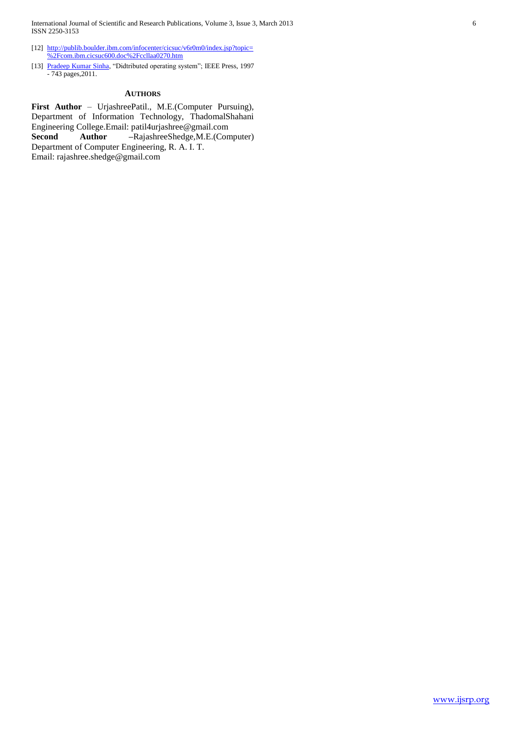[12] http://publib.boulder.ibm.com/infocenter/cicsuc/v6r0m0/index.jsp?topic=%2Fcom.ibm.cicsuc600.doc%2Fccllaa0270.htm

[13] Pradeep Kumar Sinha, "Didtributed operating system"; IEEE Press, 1997 - 743 pages,2011.

## AUTHORS

**First Author** – UrjashreePatil., M.E.(Computer Pursuing), Department of Information Technology, ThadomalShahani Engineering College.Email: patil4urjashree@gmail.com

**Second Author** –RajashreeShedge,M.E.(Computer) Department of Computer Engineering, R. A. I. T. Email: rajashree.shedge@gmail.com